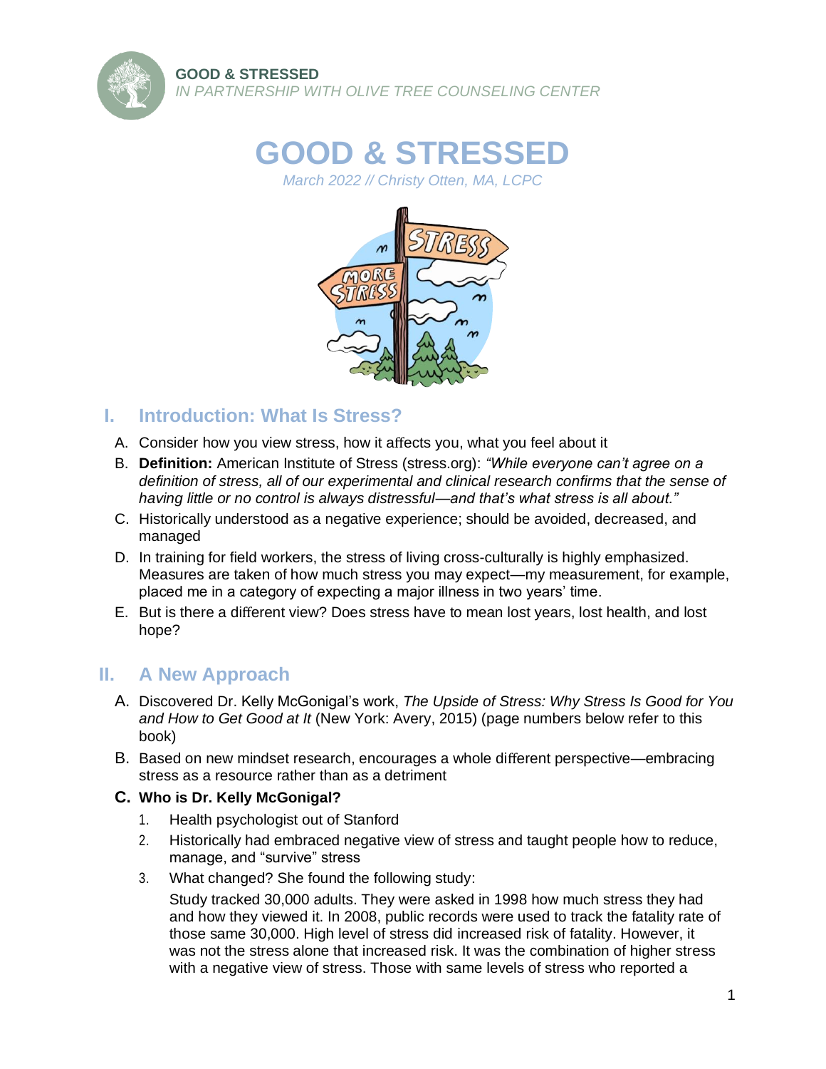**GOOD & STRESSED**
*IN PARTNERSHIP WITH OLIVE TREE COUNSELING CENTER*

# GOOD & STRESSED

*March 2022 // Christy Otten, MA, LCPC*

## I. Introduction: What Is Stress?

A. Consider how you view stress, how it affects you, what you feel about it

B. **Definition:** American Institute of Stress (stress.org): *"While everyone can't agree on a definition of stress, all of our experimental and clinical research confirms that the sense of having little or no control is always distressful—and that's what stress is all about."*

C. Historically understood as a negative experience; should be avoided, decreased, and managed

D. In training for field workers, the stress of living cross-culturally is highly emphasized. Measures are taken of how much stress you may expect—my measurement, for example, placed me in a category of expecting a major illness in two years' time.

E. But is there a different view? Does stress have to mean lost years, lost health, and lost hope?

## II. A New Approach

A. Discovered Dr. Kelly McGonigal's work, *The Upside of Stress: Why Stress Is Good for You and How to Get Good at It* (New York: Avery, 2015) (page numbers below refer to this book)

B. Based on new mindset research, encourages a whole different perspective—embracing stress as a resource rather than as a detriment

**C. Who is Dr. Kelly McGonigal?**

1. Health psychologist out of Stanford
2. Historically had embraced negative view of stress and taught people how to reduce, manage, and "survive" stress
3. What changed? She found the following study:

   Study tracked 30,000 adults. They were asked in 1998 how much stress they had and how they viewed it. In 2008, public records were used to track the fatality rate of those same 30,000. High level of stress did increased risk of fatality. However, it was not the stress alone that increased risk. It was the combination of higher stress with a negative view of stress. Those with same levels of stress who reported a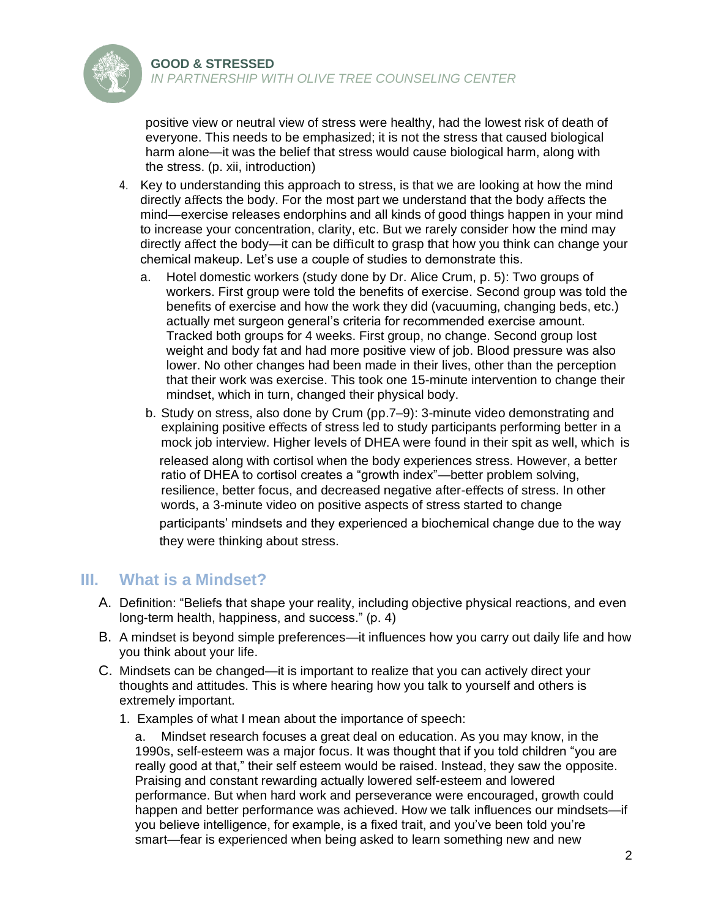positive view or neutral view of stress were healthy, had the lowest risk of death of everyone. This needs to be emphasized; it is not the stress that caused biological harm alone—it was the belief that stress would cause biological harm, along with the stress. (p. xii, introduction)

4. Key to understanding this approach to stress, is that we are looking at how the mind directly affects the body. For the most part we understand that the body affects the mind—exercise releases endorphins and all kinds of good things happen in your mind to increase your concentration, clarity, etc. But we rarely consider how the mind may directly affect the body—it can be difficult to grasp that how you think can change your chemical makeup. Let's use a couple of studies to demonstrate this.
   a. Hotel domestic workers (study done by Dr. Alice Crum, p. 5): Two groups of workers. First group were told the benefits of exercise. Second group was told the benefits of exercise and how the work they did (vacuuming, changing beds, etc.) actually met surgeon general's criteria for recommended exercise amount. Tracked both groups for 4 weeks. First group, no change. Second group lost weight and body fat and had more positive view of job. Blood pressure was also lower. No other changes had been made in their lives, other than the perception that their work was exercise. This took one 15-minute intervention to change their mindset, which in turn, changed their physical body.
   b. Study on stress, also done by Crum (pp.7–9): 3-minute video demonstrating and explaining positive effects of stress led to study participants performing better in a mock job interview. Higher levels of DHEA were found in their spit as well, which is released along with cortisol when the body experiences stress. However, a better ratio of DHEA to cortisol creates a "growth index"—better problem solving, resilience, better focus, and decreased negative after-effects of stress. In other words, a 3-minute video on positive aspects of stress started to change participants' mindsets and they experienced a biochemical change due to the way they were thinking about stress.

## III. What is a Mindset?

A. Definition: "Beliefs that shape your reality, including objective physical reactions, and even long-term health, happiness, and success." (p. 4)

B. A mindset is beyond simple preferences—it influences how you carry out daily life and how you think about your life.

C. Mindsets can be changed—it is important to realize that you can actively direct your thoughts and attitudes. This is where hearing how you talk to yourself and others is extremely important.

1. Examples of what I mean about the importance of speech:

   a. Mindset research focuses a great deal on education. As you may know, in the 1990s, self-esteem was a major focus. It was thought that if you told children "you are really good at that," their self esteem would be raised. Instead, they saw the opposite. Praising and constant rewarding actually lowered self-esteem and lowered performance. But when hard work and perseverance were encouraged, growth could happen and better performance was achieved. How we talk influences our mindsets—if you believe intelligence, for example, is a fixed trait, and you've been told you're smart—fear is experienced when being asked to learn something new and new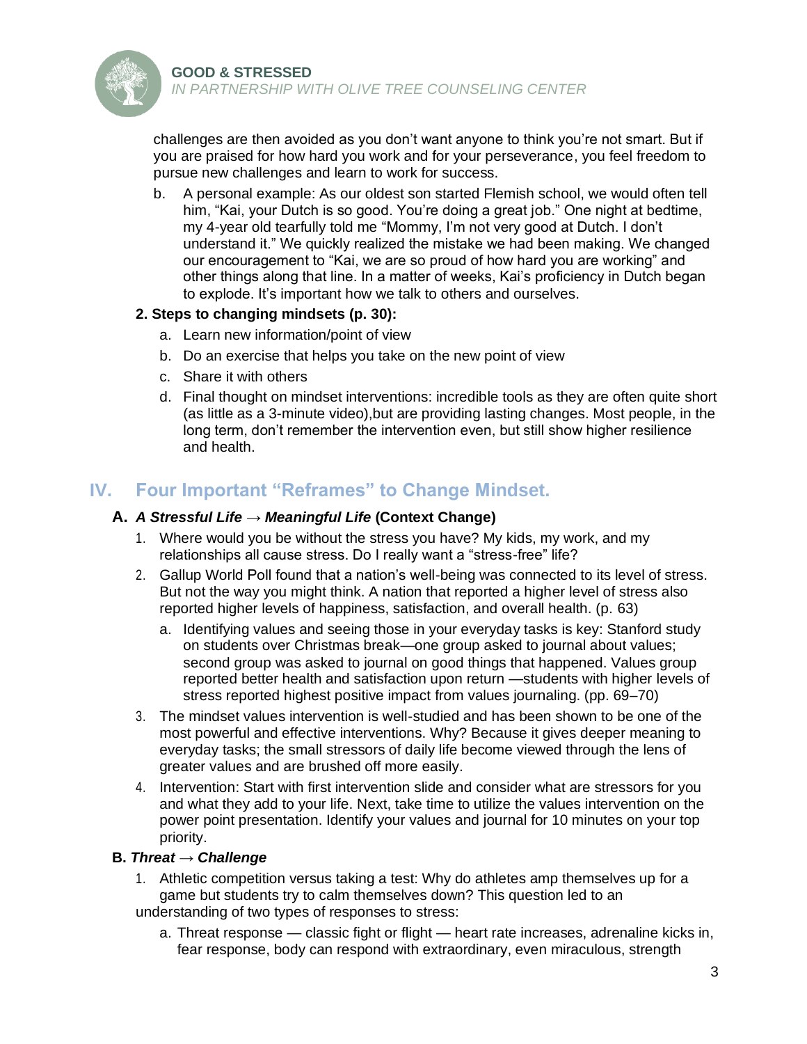challenges are then avoided as you don't want anyone to think you're not smart. But if you are praised for how hard you work and for your perseverance, you feel freedom to pursue new challenges and learn to work for success.

b. A personal example: As our oldest son started Flemish school, we would often tell him, "Kai, your Dutch is so good. You're doing a great job." One night at bedtime, my 4-year old tearfully told me "Mommy, I'm not very good at Dutch. I don't understand it." We quickly realized the mistake we had been making. We changed our encouragement to "Kai, we are so proud of how hard you are working" and other things along that line. In a matter of weeks, Kai's proficiency in Dutch began to explode. It's important how we talk to others and ourselves.

**2. Steps to changing mindsets (p. 30):**

a. Learn new information/point of view

b. Do an exercise that helps you take on the new point of view

c. Share it with others

d. Final thought on mindset interventions: incredible tools as they are often quite short (as little as a 3-minute video),but are providing lasting changes. Most people, in the long term, don't remember the intervention even, but still show higher resilience and health.

## IV. Four Important "Reframes" to Change Mindset.

### A. *A Stressful Life → Meaningful Life* (Context Change)

1. Where would you be without the stress you have? My kids, my work, and my relationships all cause stress. Do I really want a "stress-free" life?
2. Gallup World Poll found that a nation's well-being was connected to its level of stress. But not the way you might think. A nation that reported a higher level of stress also reported higher levels of happiness, satisfaction, and overall health. (p. 63)
   a. Identifying values and seeing those in your everyday tasks is key: Stanford study on students over Christmas break—one group asked to journal about values; second group was asked to journal on good things that happened. Values group reported better health and satisfaction upon return —students with higher levels of stress reported highest positive impact from values journaling. (pp. 69–70)
3. The mindset values intervention is well-studied and has been shown to be one of the most powerful and effective interventions. Why? Because it gives deeper meaning to everyday tasks; the small stressors of daily life become viewed through the lens of greater values and are brushed off more easily.
4. Intervention: Start with first intervention slide and consider what are stressors for you and what they add to your life. Next, take time to utilize the values intervention on the power point presentation. Identify your values and journal for 10 minutes on your top priority.

### B. *Threat → Challenge*

1. Athletic competition versus taking a test: Why do athletes amp themselves up for a game but students try to calm themselves down? This question led to an understanding of two types of responses to stress:

   a. Threat response — classic fight or flight — heart rate increases, adrenaline kicks in, fear response, body can respond with extraordinary, even miraculous, strength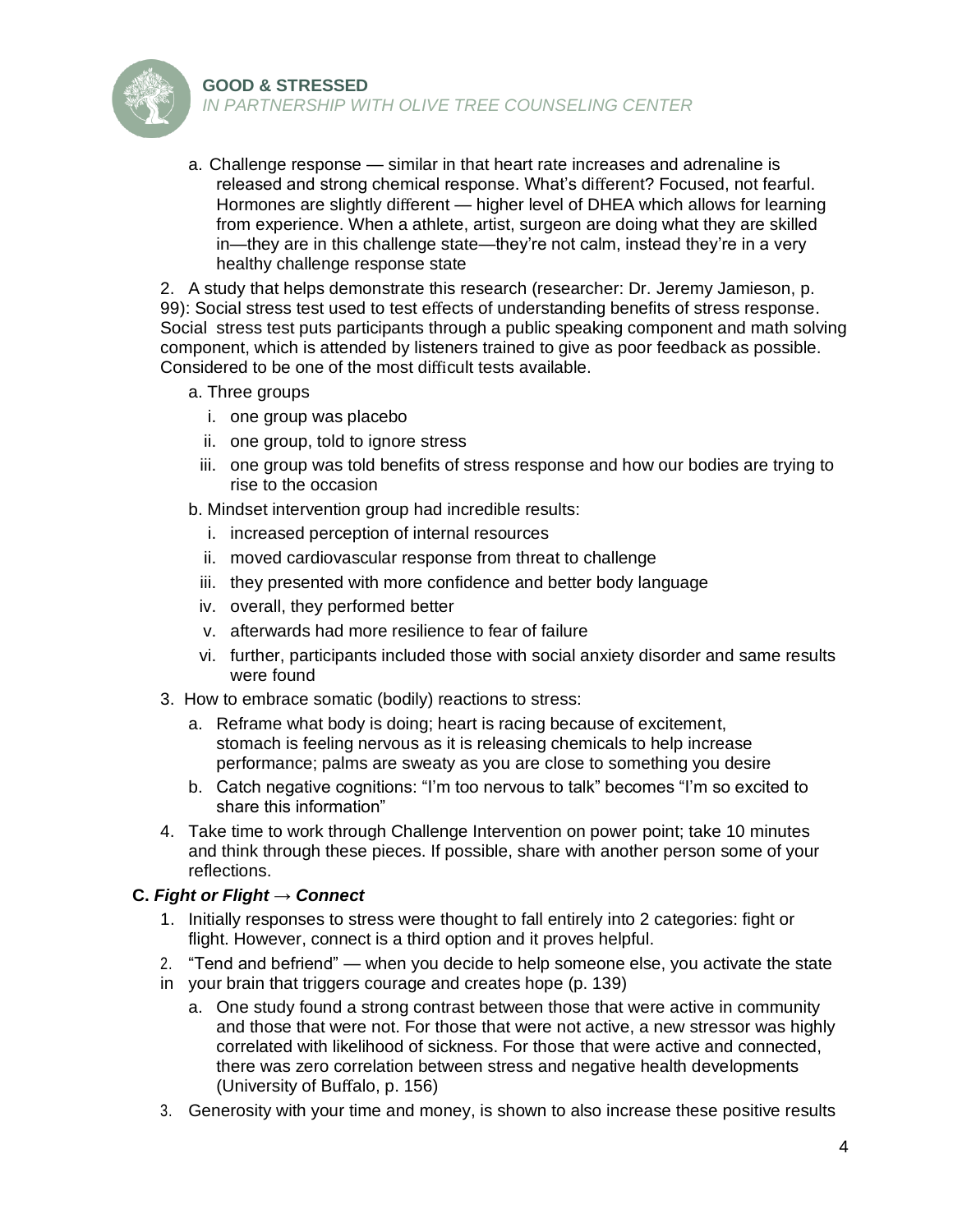a. Challenge response — similar in that heart rate increases and adrenaline is released and strong chemical response. What's different? Focused, not fearful. Hormones are slightly different — higher level of DHEA which allows for learning from experience. When a athlete, artist, surgeon are doing what they are skilled in—they are in this challenge state—they're not calm, instead they're in a very healthy challenge response state

2. A study that helps demonstrate this research (researcher: Dr. Jeremy Jamieson, p. 99): Social stress test used to test effects of understanding benefits of stress response. Social stress test puts participants through a public speaking component and math solving component, which is attended by listeners trained to give as poor feedback as possible. Considered to be one of the most difficult tests available.
   a. Three groups
      i. one group was placebo
      ii. one group, told to ignore stress
      iii. one group was told benefits of stress response and how our bodies are trying to rise to the occasion
   b. Mindset intervention group had incredible results:
      i. increased perception of internal resources
      ii. moved cardiovascular response from threat to challenge
      iii. they presented with more confidence and better body language
      iv. overall, they performed better
      v. afterwards had more resilience to fear of failure
      vi. further, participants included those with social anxiety disorder and same results were found
3. How to embrace somatic (bodily) reactions to stress:
   a. Reframe what body is doing; heart is racing because of excitement, stomach is feeling nervous as it is releasing chemicals to help increase performance; palms are sweaty as you are close to something you desire
   b. Catch negative cognitions: "I'm too nervous to talk" becomes "I'm so excited to share this information"
4. Take time to work through Challenge Intervention on power point; take 10 minutes and think through these pieces. If possible, share with another person some of your reflections.

**C. *Fight or Flight → Connect***

1. Initially responses to stress were thought to fall entirely into 2 categories: fight or flight. However, connect is a third option and it proves helpful.
2. "Tend and befriend" — when you decide to help someone else, you activate the state in your brain that triggers courage and creates hope (p. 139)
   a. One study found a strong contrast between those that were active in community and those that were not. For those that were not active, a new stressor was highly correlated with likelihood of sickness. For those that were active and connected, there was zero correlation between stress and negative health developments (University of Buffalo, p. 156)
3. Generosity with your time and money, is shown to also increase these positive results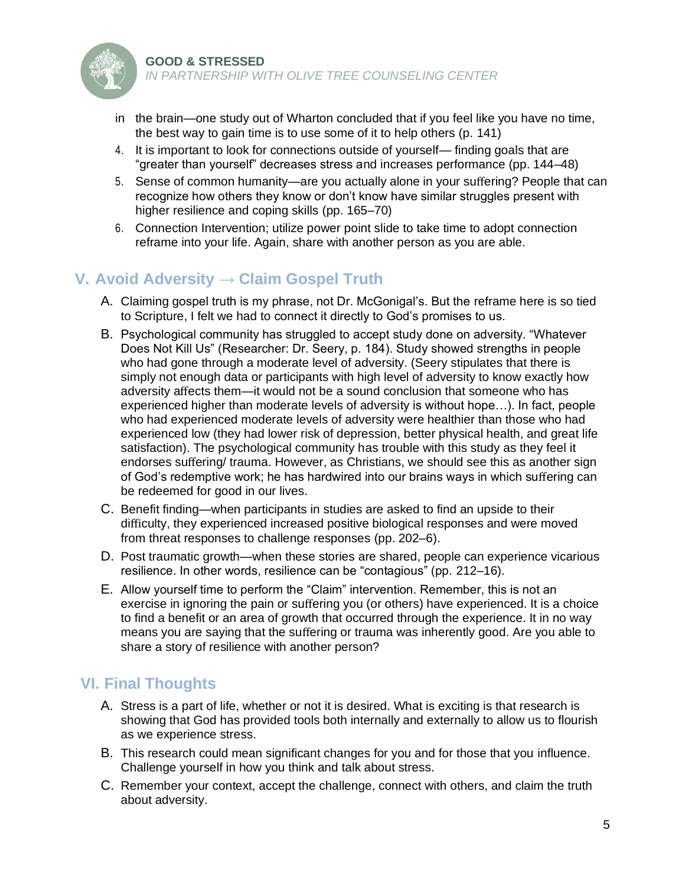in the brain—one study out of Wharton concluded that if you feel like you have no time, the best way to gain time is to use some of it to help others (p. 141)

4. It is important to look for connections outside of yourself— finding goals that are “greater than yourself” decreases stress and increases performance (pp. 144–48)
5. Sense of common humanity—are you actually alone in your suffering? People that can recognize how others they know or don’t know have similar struggles present with higher resilience and coping skills (pp. 165–70)
6. Connection Intervention; utilize power point slide to take time to adopt connection reframe into your life. Again, share with another person as you are able.

## V. Avoid Adversity → Claim Gospel Truth

A. Claiming gospel truth is my phrase, not Dr. McGonigal’s. But the reframe here is so tied to Scripture, I felt we had to connect it directly to God’s promises to us.

B. Psychological community has struggled to accept study done on adversity. “Whatever Does Not Kill Us” (Researcher: Dr. Seery, p. 184). Study showed strengths in people who had gone through a moderate level of adversity. (Seery stipulates that there is simply not enough data or participants with high level of adversity to know exactly how adversity affects them—it would not be a sound conclusion that someone who has experienced higher than moderate levels of adversity is without hope…). In fact, people who had experienced moderate levels of adversity were healthier than those who had experienced low (they had lower risk of depression, better physical health, and great life satisfaction). The psychological community has trouble with this study as they feel it endorses suffering/ trauma. However, as Christians, we should see this as another sign of God’s redemptive work; he has hardwired into our brains ways in which suffering can be redeemed for good in our lives.

C. Benefit finding—when participants in studies are asked to find an upside to their difficulty, they experienced increased positive biological responses and were moved from threat responses to challenge responses (pp. 202–6).

D. Post traumatic growth—when these stories are shared, people can experience vicarious resilience. In other words, resilience can be “contagious” (pp. 212–16).

E. Allow yourself time to perform the “Claim” intervention. Remember, this is not an exercise in ignoring the pain or suffering you (or others) have experienced. It is a choice to find a benefit or an area of growth that occurred through the experience. It in no way means you are saying that the suffering or trauma was inherently good. Are you able to share a story of resilience with another person?

## VI. Final Thoughts

A. Stress is a part of life, whether or not it is desired. What is exciting is that research is showing that God has provided tools both internally and externally to allow us to flourish as we experience stress.

B. This research could mean significant changes for you and for those that you influence. Challenge yourself in how you think and talk about stress.

C. Remember your context, accept the challenge, connect with others, and claim the truth about adversity.